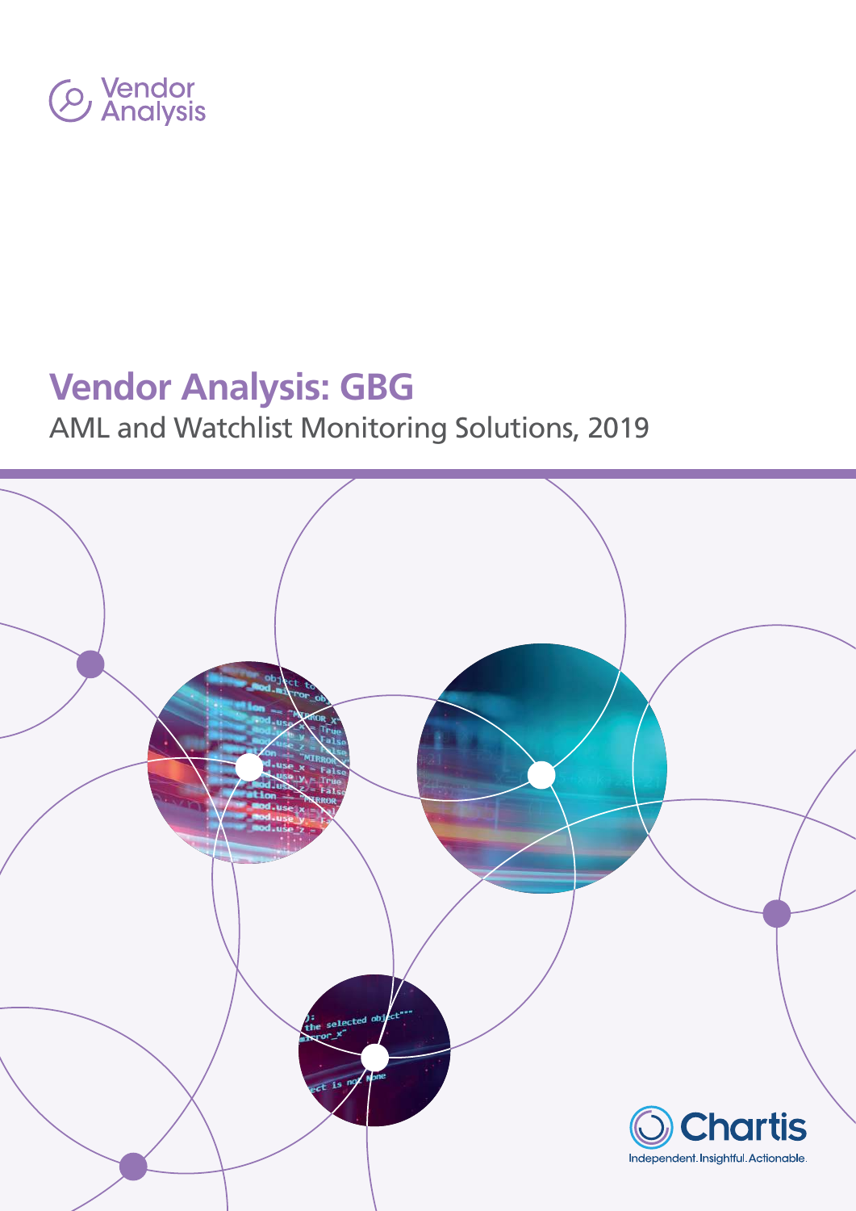Vendor Analysis

# Vendor Analysis: GBG

AML and Watchlist Monitoring Solutions, 2019

Chartis

Independent. Insightful. Actionable.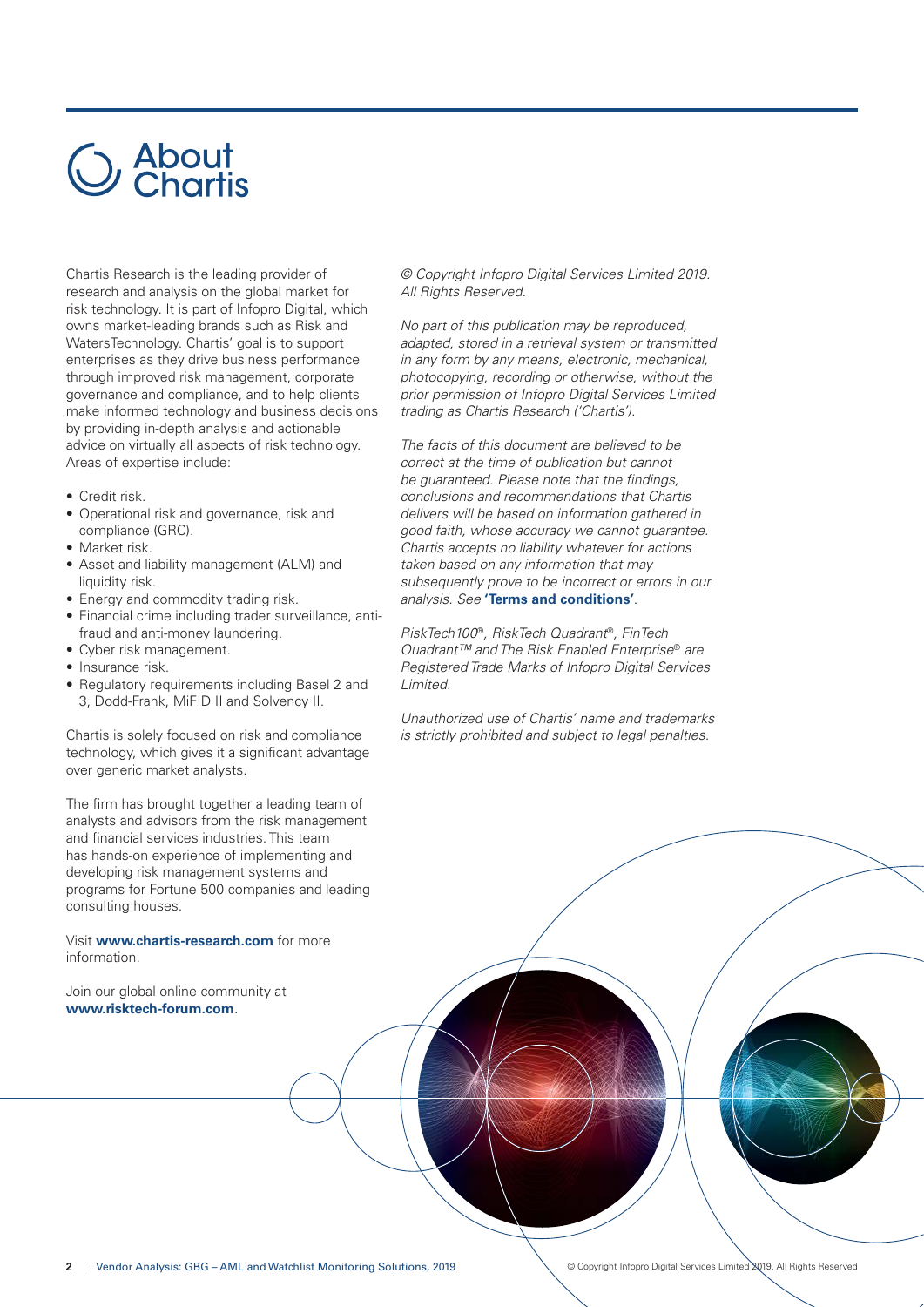# About Chartis

Chartis Research is the leading provider of research and analysis on the global market for risk technology. It is part of Infopro Digital, which owns market-leading brands such as Risk and WatersTechnology. Chartis' goal is to support enterprises as they drive business performance through improved risk management, corporate governance and compliance, and to help clients make informed technology and business decisions by providing in-depth analysis and actionable advice on virtually all aspects of risk technology. Areas of expertise include:

- Credit risk.
- Operational risk and governance, risk and compliance (GRC).
- Market risk.
- Asset and liability management (ALM) and liquidity risk.
- Energy and commodity trading risk.
- Financial crime including trader surveillance, anti-fraud and anti-money laundering.
- Cyber risk management.
- Insurance risk.
- Regulatory requirements including Basel 2 and 3, Dodd-Frank, MiFID II and Solvency II.

Chartis is solely focused on risk and compliance technology, which gives it a significant advantage over generic market analysts.

The firm has brought together a leading team of analysts and advisors from the risk management and financial services industries. This team has hands-on experience of implementing and developing risk management systems and programs for Fortune 500 companies and leading consulting houses.

Visit **www.chartis-research.com** for more information.

Join our global online community at **www.risktech-forum.com**.

*© Copyright Infopro Digital Services Limited 2019. All Rights Reserved.*

*No part of this publication may be reproduced, adapted, stored in a retrieval system or transmitted in any form by any means, electronic, mechanical, photocopying, recording or otherwise, without the prior permission of Infopro Digital Services Limited trading as Chartis Research ('Chartis').*

*The facts of this document are believed to be correct at the time of publication but cannot be guaranteed. Please note that the findings, conclusions and recommendations that Chartis delivers will be based on information gathered in good faith, whose accuracy we cannot guarantee. Chartis accepts no liability whatever for actions taken based on any information that may subsequently prove to be incorrect or errors in our analysis. See* **'Terms and conditions'**.

*RiskTech100®, RiskTech Quadrant®, FinTech Quadrant™ and The Risk Enabled Enterprise® are Registered Trade Marks of Infopro Digital Services Limited.*

*Unauthorized use of Chartis' name and trademarks is strictly prohibited and subject to legal penalties.*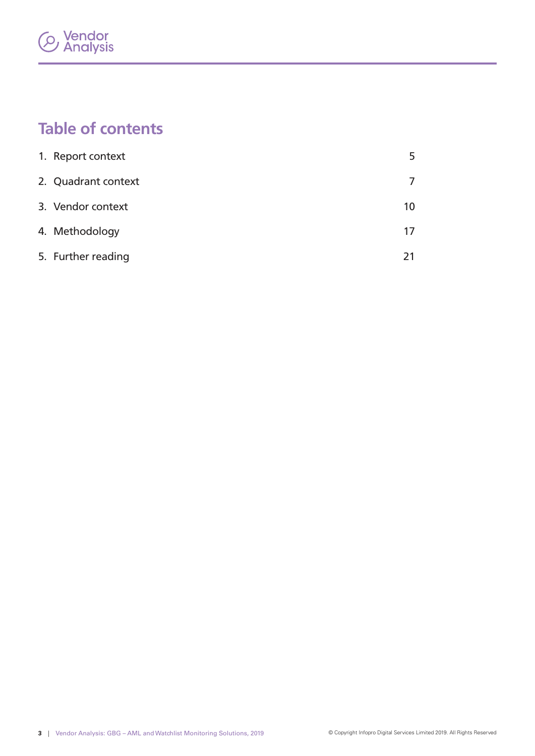# Table of contents

| | |
|---|---|
| 1. Report context | 5 |
| 2. Quadrant context | 7 |
| 3. Vendor context | 10 |
| 4. Methodology | 17 |
| 5. Further reading | 21 |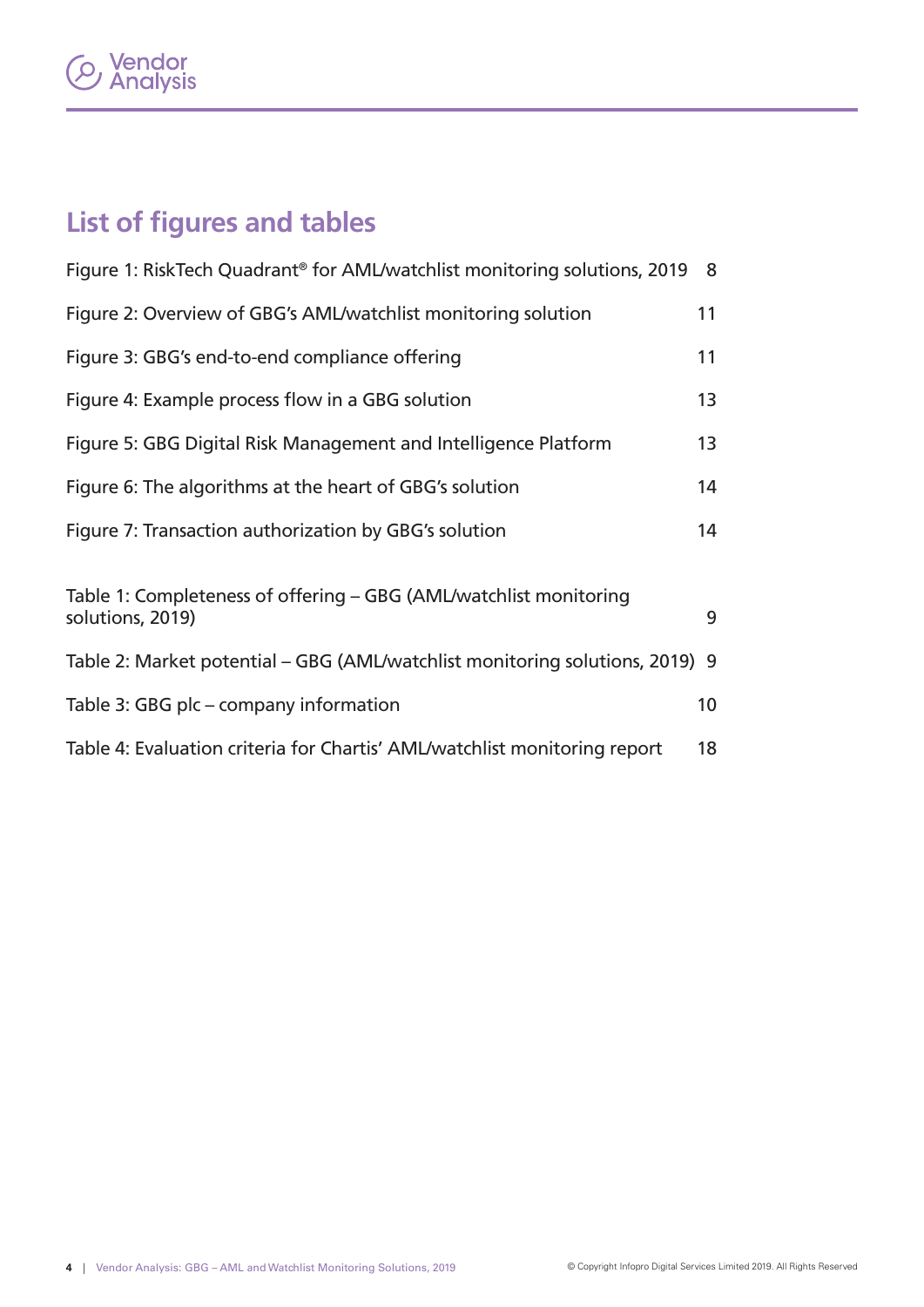## List of figures and tables

Figure 1: RiskTech Quadrant® for AML/watchlist monitoring solutions, 2019 8

Figure 2: Overview of GBG's AML/watchlist monitoring solution 11

Figure 3: GBG's end-to-end compliance offering 11

Figure 4: Example process flow in a GBG solution 13

Figure 5: GBG Digital Risk Management and Intelligence Platform 13

Figure 6: The algorithms at the heart of GBG's solution 14

Figure 7: Transaction authorization by GBG's solution 14

Table 1: Completeness of offering – GBG (AML/watchlist monitoring solutions, 2019) 9

Table 2: Market potential – GBG (AML/watchlist monitoring solutions, 2019) 9

Table 3: GBG plc – company information 10

Table 4: Evaluation criteria for Chartis' AML/watchlist monitoring report 18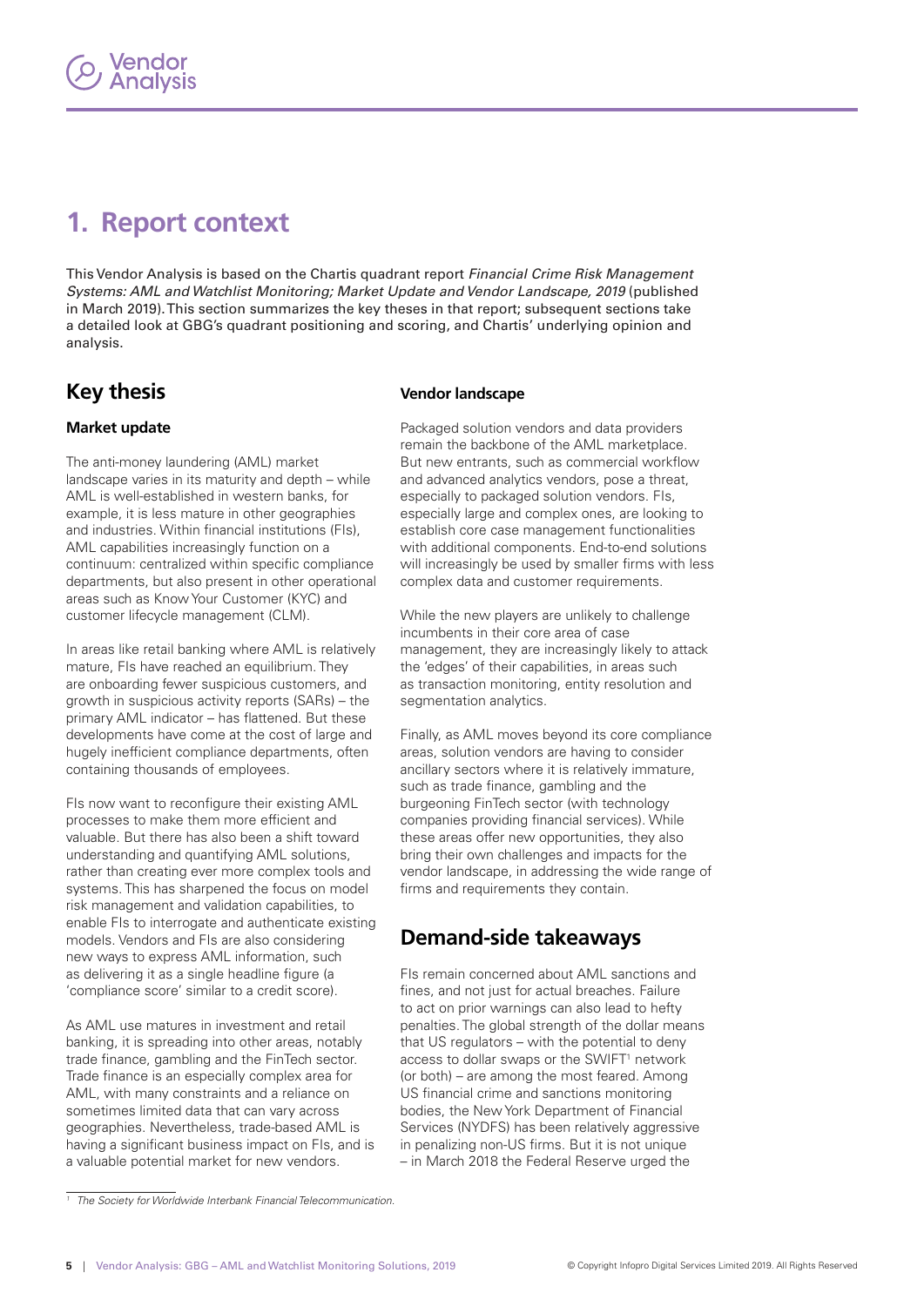# 1. Report context

This Vendor Analysis is based on the Chartis quadrant report *Financial Crime Risk Management Systems: AML and Watchlist Monitoring; Market Update and Vendor Landscape, 2019* (published in March 2019). This section summarizes the key theses in that report; subsequent sections take a detailed look at GBG's quadrant positioning and scoring, and Chartis' underlying opinion and analysis.

## Key thesis

### Market update

The anti-money laundering (AML) market landscape varies in its maturity and depth – while AML is well-established in western banks, for example, it is less mature in other geographies and industries. Within financial institutions (FIs), AML capabilities increasingly function on a continuum: centralized within specific compliance departments, but also present in other operational areas such as Know Your Customer (KYC) and customer lifecycle management (CLM).

In areas like retail banking where AML is relatively mature, FIs have reached an equilibrium. They are onboarding fewer suspicious customers, and growth in suspicious activity reports (SARs) – the primary AML indicator – has flattened. But these developments have come at the cost of large and hugely inefficient compliance departments, often containing thousands of employees.

FIs now want to reconfigure their existing AML processes to make them more efficient and valuable. But there has also been a shift toward understanding and quantifying AML solutions, rather than creating ever more complex tools and systems. This has sharpened the focus on model risk management and validation capabilities, to enable FIs to interrogate and authenticate existing models. Vendors and FIs are also considering new ways to express AML information, such as delivering it as a single headline figure (a 'compliance score' similar to a credit score).

As AML use matures in investment and retail banking, it is spreading into other areas, notably trade finance, gambling and the FinTech sector. Trade finance is an especially complex area for AML, with many constraints and a reliance on sometimes limited data that can vary across geographies. Nevertheless, trade-based AML is having a significant business impact on FIs, and is a valuable potential market for new vendors.

### Vendor landscape

Packaged solution vendors and data providers remain the backbone of the AML marketplace. But new entrants, such as commercial workflow and advanced analytics vendors, pose a threat, especially to packaged solution vendors. FIs, especially large and complex ones, are looking to establish core case management functionalities with additional components. End-to-end solutions will increasingly be used by smaller firms with less complex data and customer requirements.

While the new players are unlikely to challenge incumbents in their core area of case management, they are increasingly likely to attack the 'edges' of their capabilities, in areas such as transaction monitoring, entity resolution and segmentation analytics.

Finally, as AML moves beyond its core compliance areas, solution vendors are having to consider ancillary sectors where it is relatively immature, such as trade finance, gambling and the burgeoning FinTech sector (with technology companies providing financial services). While these areas offer new opportunities, they also bring their own challenges and impacts for the vendor landscape, in addressing the wide range of firms and requirements they contain.

## Demand-side takeaways

FIs remain concerned about AML sanctions and fines, and not just for actual breaches. Failure to act on prior warnings can also lead to hefty penalties. The global strength of the dollar means that US regulators – with the potential to deny access to dollar swaps or the SWIFT[1] network (or both) – are among the most feared. Among US financial crime and sanctions monitoring bodies, the New York Department of Financial Services (NYDFS) has been relatively aggressive in penalizing non-US firms. But it is not unique – in March 2018 the Federal Reserve urged the

---

[1] *The Society for Worldwide Interbank Financial Telecommunication.*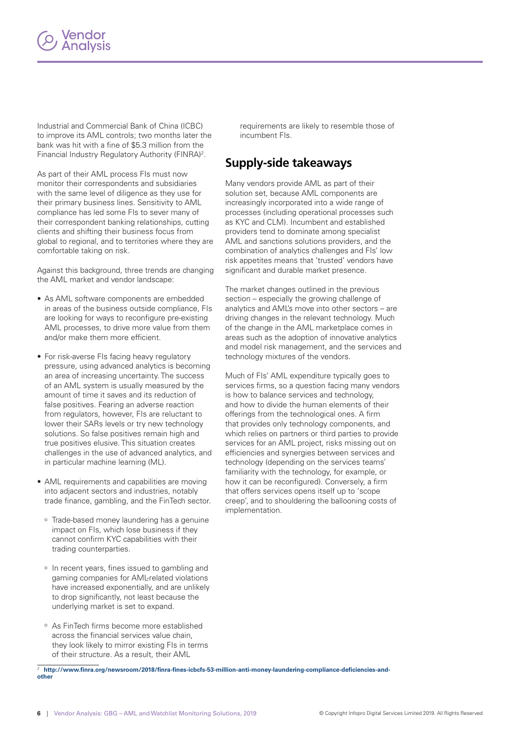Industrial and Commercial Bank of China (ICBC) to improve its AML controls; two months later the bank was hit with a fine of $5.3 million from the Financial Industry Regulatory Authority (FINRA)[2].

As part of their AML process FIs must now monitor their correspondents and subsidiaries with the same level of diligence as they use for their primary business lines. Sensitivity to AML compliance has led some FIs to sever many of their correspondent banking relationships, cutting clients and shifting their business focus from global to regional, and to territories where they are comfortable taking on risk.

Against this background, three trends are changing the AML market and vendor landscape:

- As AML software components are embedded in areas of the business outside compliance, FIs are looking for ways to reconfigure pre-existing AML processes, to drive more value from them and/or make them more efficient.
- For risk-averse FIs facing heavy regulatory pressure, using advanced analytics is becoming an area of increasing uncertainty. The success of an AML system is usually measured by the amount of time it saves and its reduction of false positives. Fearing an adverse reaction from regulators, however, FIs are reluctant to lower their SARs levels or try new technology solutions. So false positives remain high and true positives elusive. This situation creates challenges in the use of advanced analytics, and in particular machine learning (ML).
- AML requirements and capabilities are moving into adjacent sectors and industries, notably trade finance, gambling, and the FinTech sector.
  - Trade-based money laundering has a genuine impact on FIs, which lose business if they cannot confirm KYC capabilities with their trading counterparties.
  - In recent years, fines issued to gambling and gaming companies for AML-related violations have increased exponentially, and are unlikely to drop significantly, not least because the underlying market is set to expand.
  - As FinTech firms become more established across the financial services value chain, they look likely to mirror existing FIs in terms of their structure. As a result, their AML requirements are likely to resemble those of incumbent FIs.

## Supply-side takeaways

Many vendors provide AML as part of their solution set, because AML components are increasingly incorporated into a wide range of processes (including operational processes such as KYC and CLM). Incumbent and established providers tend to dominate among specialist AML and sanctions solutions providers, and the combination of analytics challenges and FIs' low risk appetites means that 'trusted' vendors have significant and durable market presence.

The market changes outlined in the previous section – especially the growing challenge of analytics and AML's move into other sectors – are driving changes in the relevant technology. Much of the change in the AML marketplace comes in areas such as the adoption of innovative analytics and model risk management, and the services and technology mixtures of the vendors.

Much of FIs' AML expenditure typically goes to services firms, so a question facing many vendors is how to balance services and technology, and how to divide the human elements of their offerings from the technological ones. A firm that provides only technology components, and which relies on partners or third parties to provide services for an AML project, risks missing out on efficiencies and synergies between services and technology (depending on the services teams' familiarity with the technology, for example, or how it can be reconfigured). Conversely, a firm that offers services opens itself up to 'scope creep', and to shouldering the ballooning costs of implementation.

---

[2] **http://www.finra.org/newsroom/2018/finra-fines-icbcfs-53-million-anti-money-laundering-compliance-deficiencies-and-other**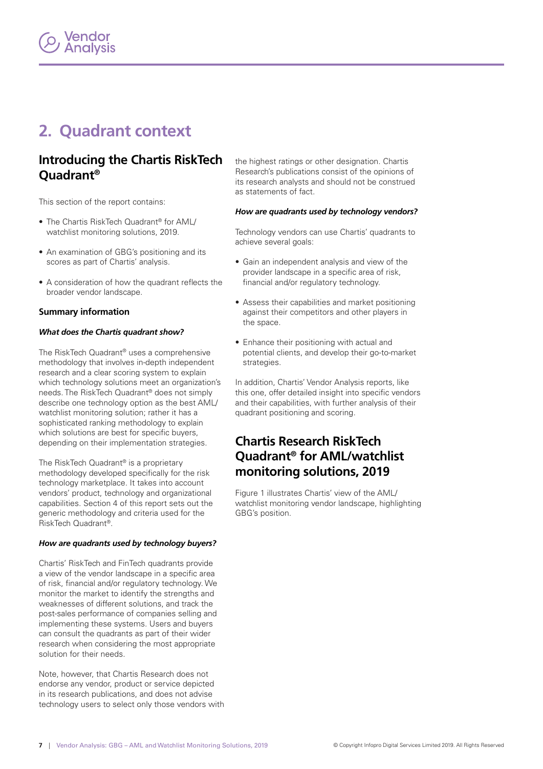# 2. Quadrant context

## Introducing the Chartis RiskTech Quadrant®

This section of the report contains:

- The Chartis RiskTech Quadrant® for AML/watchlist monitoring solutions, 2019.
- An examination of GBG's positioning and its scores as part of Chartis' analysis.
- A consideration of how the quadrant reflects the broader vendor landscape.

### Summary information

#### *What does the Chartis quadrant show?*

The RiskTech Quadrant® uses a comprehensive methodology that involves in-depth independent research and a clear scoring system to explain which technology solutions meet an organization's needs. The RiskTech Quadrant® does not simply describe one technology option as the best AML/watchlist monitoring solution; rather it has a sophisticated ranking methodology to explain which solutions are best for specific buyers, depending on their implementation strategies.

The RiskTech Quadrant® is a proprietary methodology developed specifically for the risk technology marketplace. It takes into account vendors' product, technology and organizational capabilities. Section 4 of this report sets out the generic methodology and criteria used for the RiskTech Quadrant®.

#### *How are quadrants used by technology buyers?*

Chartis' RiskTech and FinTech quadrants provide a view of the vendor landscape in a specific area of risk, financial and/or regulatory technology. We monitor the market to identify the strengths and weaknesses of different solutions, and track the post-sales performance of companies selling and implementing these systems. Users and buyers can consult the quadrants as part of their wider research when considering the most appropriate solution for their needs.

Note, however, that Chartis Research does not endorse any vendor, product or service depicted in its research publications, and does not advise technology users to select only those vendors with the highest ratings or other designation. Chartis Research's publications consist of the opinions of its research analysts and should not be construed as statements of fact.

#### *How are quadrants used by technology vendors?*

Technology vendors can use Chartis' quadrants to achieve several goals:

- Gain an independent analysis and view of the provider landscape in a specific area of risk, financial and/or regulatory technology.
- Assess their capabilities and market positioning against their competitors and other players in the space.
- Enhance their positioning with actual and potential clients, and develop their go-to-market strategies.

In addition, Chartis' Vendor Analysis reports, like this one, offer detailed insight into specific vendors and their capabilities, with further analysis of their quadrant positioning and scoring.

## Chartis Research RiskTech Quadrant® for AML/watchlist monitoring solutions, 2019

Figure 1 illustrates Chartis' view of the AML/watchlist monitoring vendor landscape, highlighting GBG's position.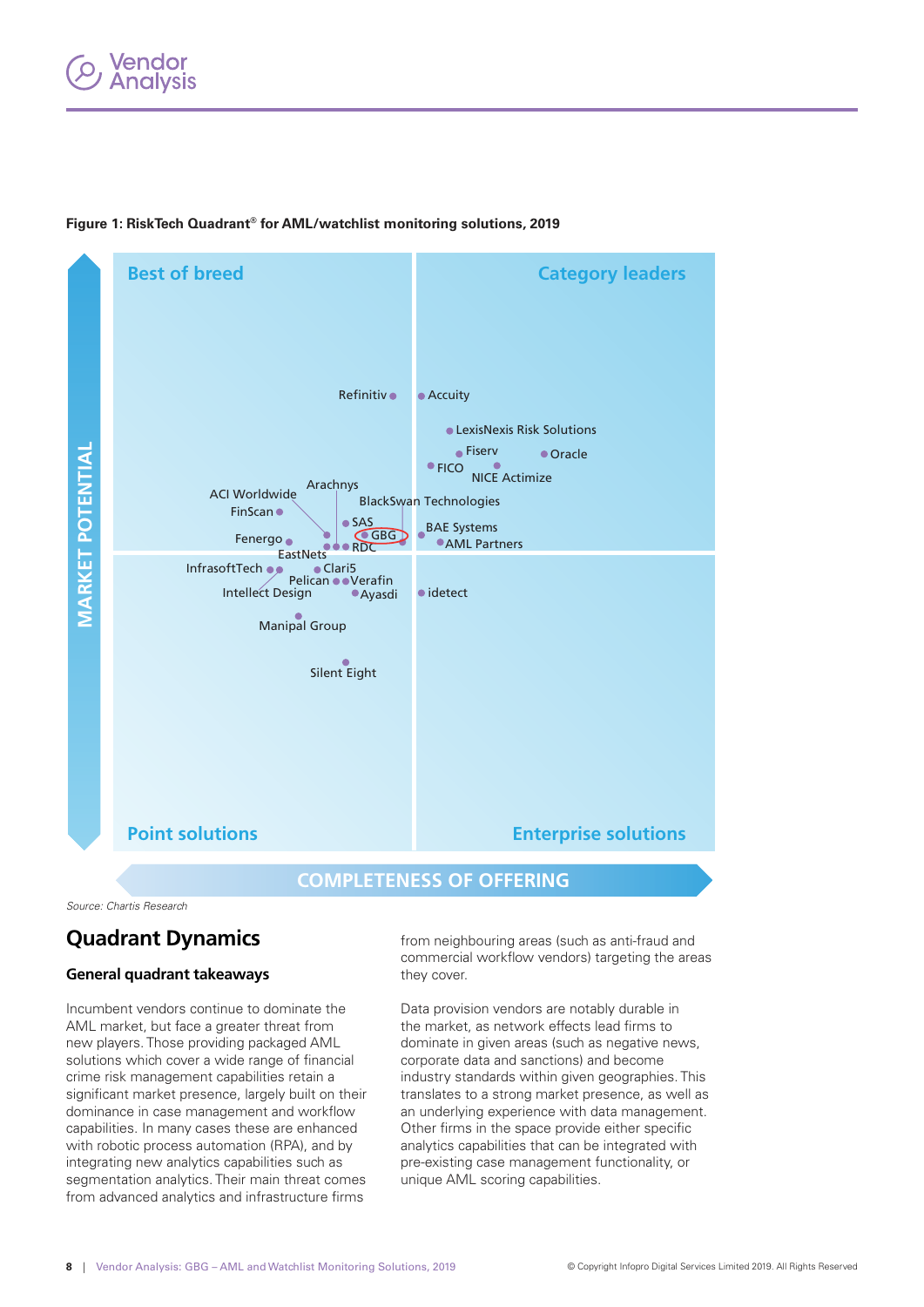**Figure 1: RiskTech Quadrant® for AML/watchlist monitoring solutions, 2019**

Best of breed | Category leaders | Point solutions | Enterprise solutions

MARKET POTENTIAL | COMPLETENESS OF OFFERING

Refinitiv, Accuity, LexisNexis Risk Solutions, Fiserv, Oracle, FICO, NICE Actimize, Arachnys, ACI Worldwide, FinScan, BlackSwan Technologies, SAS, GBG, Fenergo, RDC, BAE Systems, AML Partners, EastNets, InfrasoftTech, Clari5, Pelican, Verafin, Intellect Design, Ayasdi, idetect, Manipal Group, Silent Eight

*Source: Chartis Research*

## Quadrant Dynamics

### General quadrant takeaways

Incumbent vendors continue to dominate the AML market, but face a greater threat from new players. Those providing packaged AML solutions which cover a wide range of financial crime risk management capabilities retain a significant market presence, largely built on their dominance in case management and workflow capabilities. In many cases these are enhanced with robotic process automation (RPA), and by integrating new analytics capabilities such as segmentation analytics. Their main threat comes from advanced analytics and infrastructure firms from neighbouring areas (such as anti-fraud and commercial workflow vendors) targeting the areas they cover.

Data provision vendors are notably durable in the market, as network effects lead firms to dominate in given areas (such as negative news, corporate data and sanctions) and become industry standards within given geographies. This translates to a strong market presence, as well as an underlying experience with data management. Other firms in the space provide either specific analytics capabilities that can be integrated with pre-existing case management functionality, or unique AML scoring capabilities.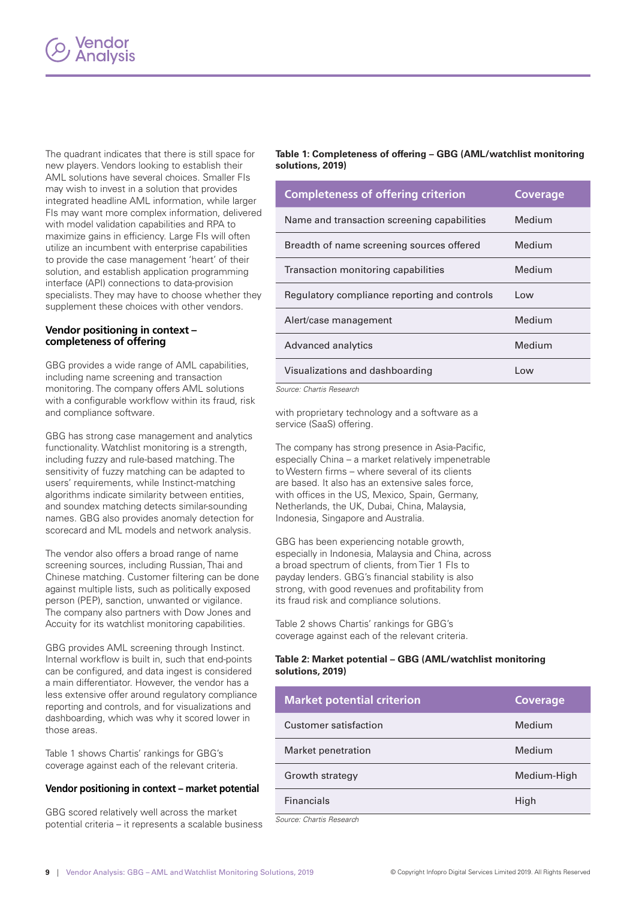The quadrant indicates that there is still space for new players. Vendors looking to establish their AML solutions have several choices. Smaller FIs may wish to invest in a solution that provides integrated headline AML information, while larger FIs may want more complex information, delivered with model validation capabilities and RPA to maximize gains in efficiency. Large FIs will often utilize an incumbent with enterprise capabilities to provide the case management 'heart' of their solution, and establish application programming interface (API) connections to data-provision specialists. They may have to choose whether they supplement these choices with other vendors.

### Vendor positioning in context – completeness of offering

GBG provides a wide range of AML capabilities, including name screening and transaction monitoring. The company offers AML solutions with a configurable workflow within its fraud, risk and compliance software.

GBG has strong case management and analytics functionality. Watchlist monitoring is a strength, including fuzzy and rule-based matching. The sensitivity of fuzzy matching can be adapted to users' requirements, while Instinct-matching algorithms indicate similarity between entities, and soundex matching detects similar-sounding names. GBG also provides anomaly detection for scorecard and ML models and network analysis.

The vendor also offers a broad range of name screening sources, including Russian, Thai and Chinese matching. Customer filtering can be done against multiple lists, such as politically exposed person (PEP), sanction, unwanted or vigilance. The company also partners with Dow Jones and Accuity for its watchlist monitoring capabilities.

GBG provides AML screening through Instinct. Internal workflow is built in, such that end-points can be configured, and data ingest is considered a main differentiator. However, the vendor has a less extensive offer around regulatory compliance reporting and controls, and for visualizations and dashboarding, which was why it scored lower in those areas.

Table 1 shows Chartis' rankings for GBG's coverage against each of the relevant criteria.

**Table 1: Completeness of offering – GBG (AML/watchlist monitoring solutions, 2019)**

| Completeness of offering criterion | Coverage |
|---|---|
| Name and transaction screening capabilities | Medium |
| Breadth of name screening sources offered | Medium |
| Transaction monitoring capabilities | Medium |
| Regulatory compliance reporting and controls | Low |
| Alert/case management | Medium |
| Advanced analytics | Medium |
| Visualizations and dashboarding | Low |

*Source: Chartis Research*

### Vendor positioning in context – market potential

GBG scored relatively well across the market potential criteria – it represents a scalable business with proprietary technology and a software as a service (SaaS) offering.

The company has strong presence in Asia-Pacific, especially China – a market relatively impenetrable to Western firms – where several of its clients are based. It also has an extensive sales force, with offices in the US, Mexico, Spain, Germany, Netherlands, the UK, Dubai, China, Malaysia, Indonesia, Singapore and Australia.

GBG has been experiencing notable growth, especially in Indonesia, Malaysia and China, across a broad spectrum of clients, from Tier 1 FIs to payday lenders. GBG's financial stability is also strong, with good revenues and profitability from its fraud risk and compliance solutions.

Table 2 shows Chartis' rankings for GBG's coverage against each of the relevant criteria.

**Table 2: Market potential – GBG (AML/watchlist monitoring solutions, 2019)**

| Market potential criterion | Coverage |
|---|---|
| Customer satisfaction | Medium |
| Market penetration | Medium |
| Growth strategy | Medium-High |
| Financials | High |

*Source: Chartis Research*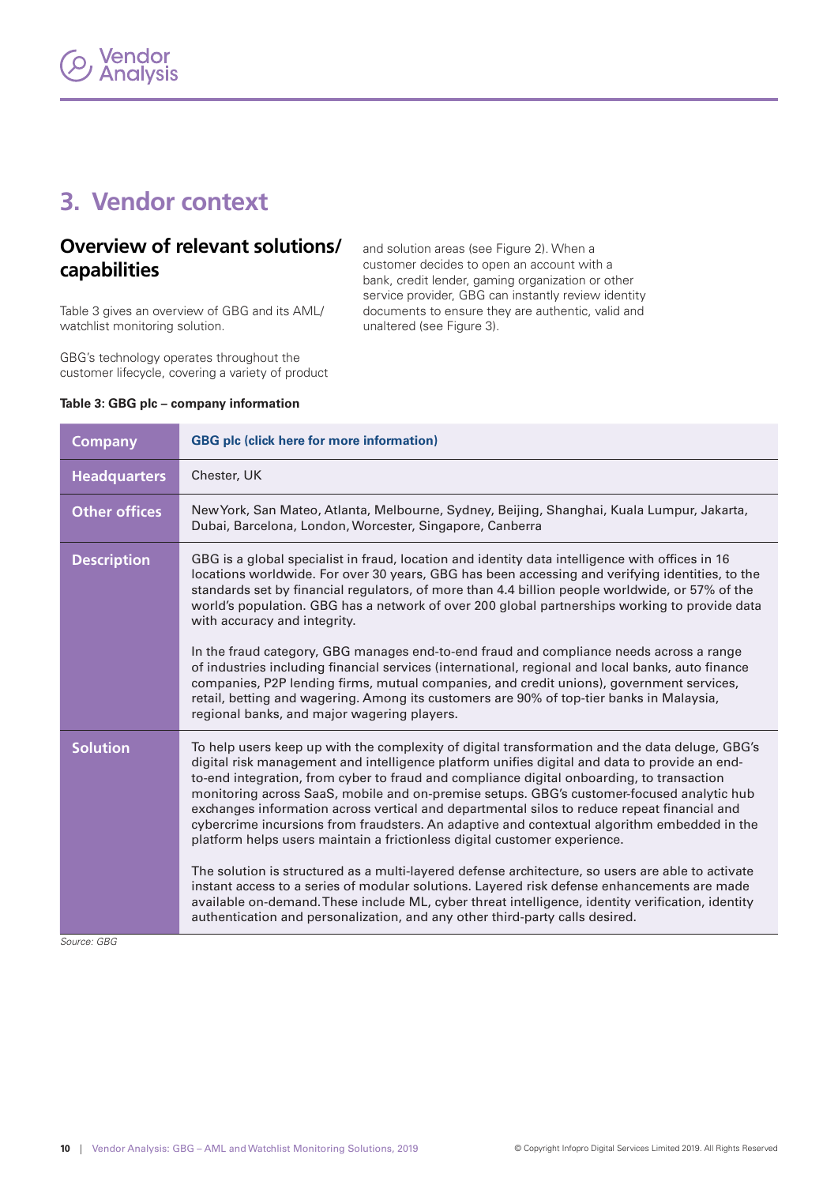# 3. Vendor context

## Overview of relevant solutions/capabilities

Table 3 gives an overview of GBG and its AML/watchlist monitoring solution.

GBG's technology operates throughout the customer lifecycle, covering a variety of product and solution areas (see Figure 2). When a customer decides to open an account with a bank, credit lender, gaming organization or other service provider, GBG can instantly review identity documents to ensure they are authentic, valid and unaltered (see Figure 3).

**Table 3: GBG plc – company information**

| Company | GBG plc (click here for more information) |
|---|---|
| Headquarters | Chester, UK |
| Other offices | New York, San Mateo, Atlanta, Melbourne, Sydney, Beijing, Shanghai, Kuala Lumpur, Jakarta, Dubai, Barcelona, London, Worcester, Singapore, Canberra |
| Description | GBG is a global specialist in fraud, location and identity data intelligence with offices in 16 locations worldwide. For over 30 years, GBG has been accessing and verifying identities, to the standards set by financial regulators, of more than 4.4 billion people worldwide, or 57% of the world's population. GBG has a network of over 200 global partnerships working to provide data with accuracy and integrity.<br><br>In the fraud category, GBG manages end-to-end fraud and compliance needs across a range of industries including financial services (international, regional and local banks, auto finance companies, P2P lending firms, mutual companies, and credit unions), government services, retail, betting and wagering. Among its customers are 90% of top-tier banks in Malaysia, regional banks, and major wagering players. |
| Solution | To help users keep up with the complexity of digital transformation and the data deluge, GBG's digital risk management and intelligence platform unifies digital and data to provide an end-to-end integration, from cyber to fraud and compliance digital onboarding, to transaction monitoring across SaaS, mobile and on-premise setups. GBG's customer-focused analytic hub exchanges information across vertical and departmental silos to reduce repeat financial and cybercrime incursions from fraudsters. An adaptive and contextual algorithm embedded in the platform helps users maintain a frictionless digital customer experience.<br><br>The solution is structured as a multi-layered defense architecture, so users are able to activate instant access to a series of modular solutions. Layered risk defense enhancements are made available on-demand. These include ML, cyber threat intelligence, identity verification, identity authentication and personalization, and any other third-party calls desired. |

*Source: GBG*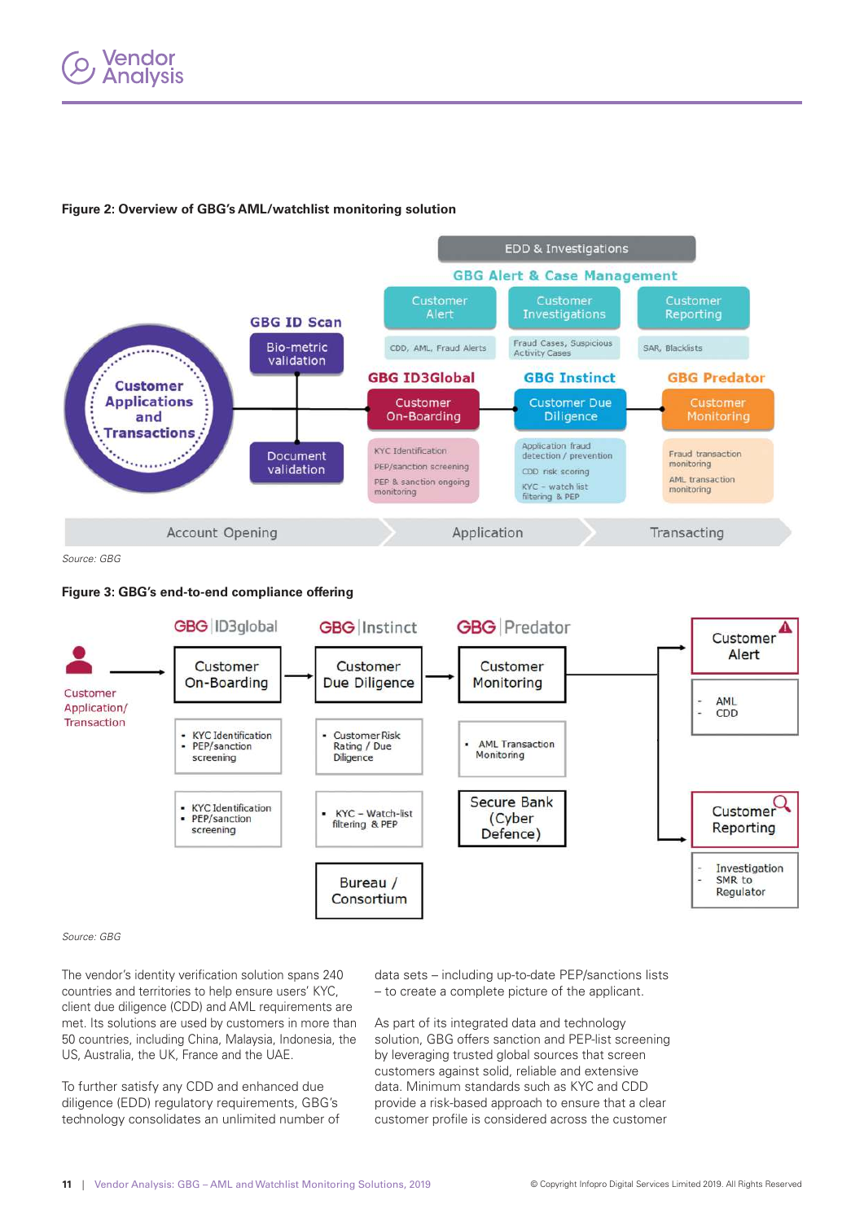**Figure 2: Overview of GBG's AML/watchlist monitoring solution**

EDD & Investigations

GBG Alert & Case Management

| Customer Alert | Customer Investigations | Customer Reporting |
|---|---|---|
| CDD, AML, Fraud Alerts | Fraud Cases, Suspicious Activity Cases | SAR, Blacklists |

Customer Applications and Transactions

GBG ID Scan
- Bio-metric validation
- Document validation

| GBG ID3Global | GBG Instinct | GBG Predator |
|---|---|---|
| Customer On-Boarding | Customer Due Diligence | Customer Monitoring |
| KYC Identification; PEP/sanction screening; PEP & sanction ongoing monitoring | Application fraud detection / prevention; CDD risk scoring; KYC – watch list filtering & PEP | Fraud transaction monitoring; AML transaction monitoring |

Account Opening → Application → Transacting

Source: GBG

**Figure 3: GBG's end-to-end compliance offering**

Customer Application/Transaction →

| GBG ID3global | GBG Instinct | GBG Predator |
|---|---|---|
| Customer On-Boarding | Customer Due Diligence | Customer Monitoring |
| KYC Identification; PEP/sanction screening | Customer Risk Rating / Due Diligence | AML Transaction Monitoring |
| KYC Identification; PEP/sanction screening | KYC – Watch-list filtering & PEP | Secure Bank (Cyber Defence) |
| | Bureau / Consortium | |

→ Customer Alert
- AML
- CDD

→ Customer Reporting
- Investigation
- SMR to Regulator

Source: GBG

The vendor's identity verification solution spans 240 countries and territories to help ensure users' KYC, client due diligence (CDD) and AML requirements are met. Its solutions are used by customers in more than 50 countries, including China, Malaysia, Indonesia, the US, Australia, the UK, France and the UAE.

To further satisfy any CDD and enhanced due diligence (EDD) regulatory requirements, GBG's technology consolidates an unlimited number of data sets – including up-to-date PEP/sanctions lists – to create a complete picture of the applicant.

As part of its integrated data and technology solution, GBG offers sanction and PEP-list screening by leveraging trusted global sources that screen customers against solid, reliable and extensive data. Minimum standards such as KYC and CDD provide a risk-based approach to ensure that a clear customer profile is considered across the customer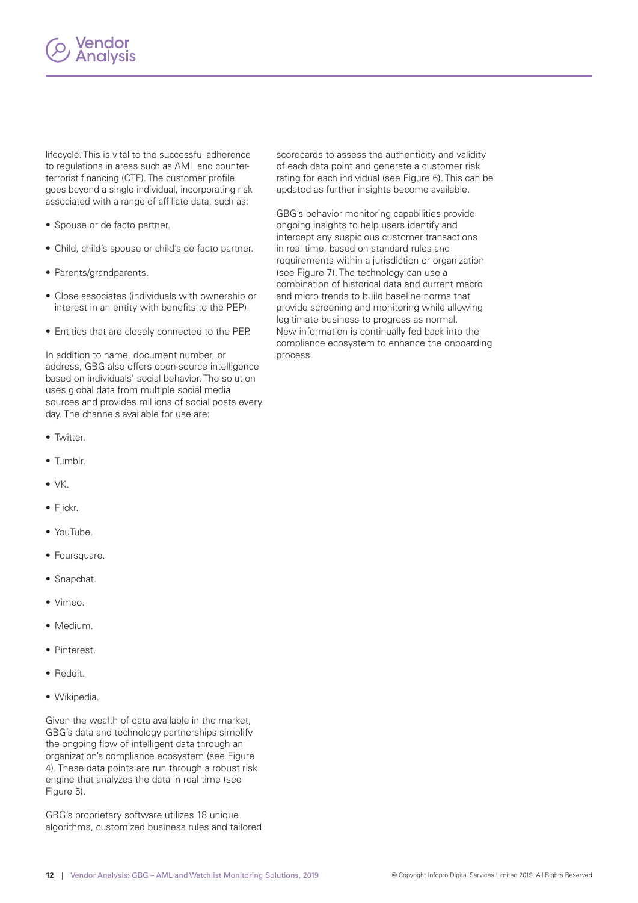lifecycle. This is vital to the successful adherence to regulations in areas such as AML and counter-terrorist financing (CTF). The customer profile goes beyond a single individual, incorporating risk associated with a range of affiliate data, such as:

- Spouse or de facto partner.
- Child, child's spouse or child's de facto partner.
- Parents/grandparents.
- Close associates (individuals with ownership or interest in an entity with benefits to the PEP).
- Entities that are closely connected to the PEP.

In addition to name, document number, or address, GBG also offers open-source intelligence based on individuals' social behavior. The solution uses global data from multiple social media sources and provides millions of social posts every day. The channels available for use are:

- Twitter.
- Tumblr.
- VK.
- Flickr.
- YouTube.
- Foursquare.
- Snapchat.
- Vimeo.
- Medium.
- Pinterest.
- Reddit.
- Wikipedia.

Given the wealth of data available in the market, GBG's data and technology partnerships simplify the ongoing flow of intelligent data through an organization's compliance ecosystem (see Figure 4). These data points are run through a robust risk engine that analyzes the data in real time (see Figure 5).

GBG's proprietary software utilizes 18 unique algorithms, customized business rules and tailored scorecards to assess the authenticity and validity of each data point and generate a customer risk rating for each individual (see Figure 6). This can be updated as further insights become available.

GBG's behavior monitoring capabilities provide ongoing insights to help users identify and intercept any suspicious customer transactions in real time, based on standard rules and requirements within a jurisdiction or organization (see Figure 7). The technology can use a combination of historical data and current macro and micro trends to build baseline norms that provide screening and monitoring while allowing legitimate business to progress as normal. New information is continually fed back into the compliance ecosystem to enhance the onboarding process.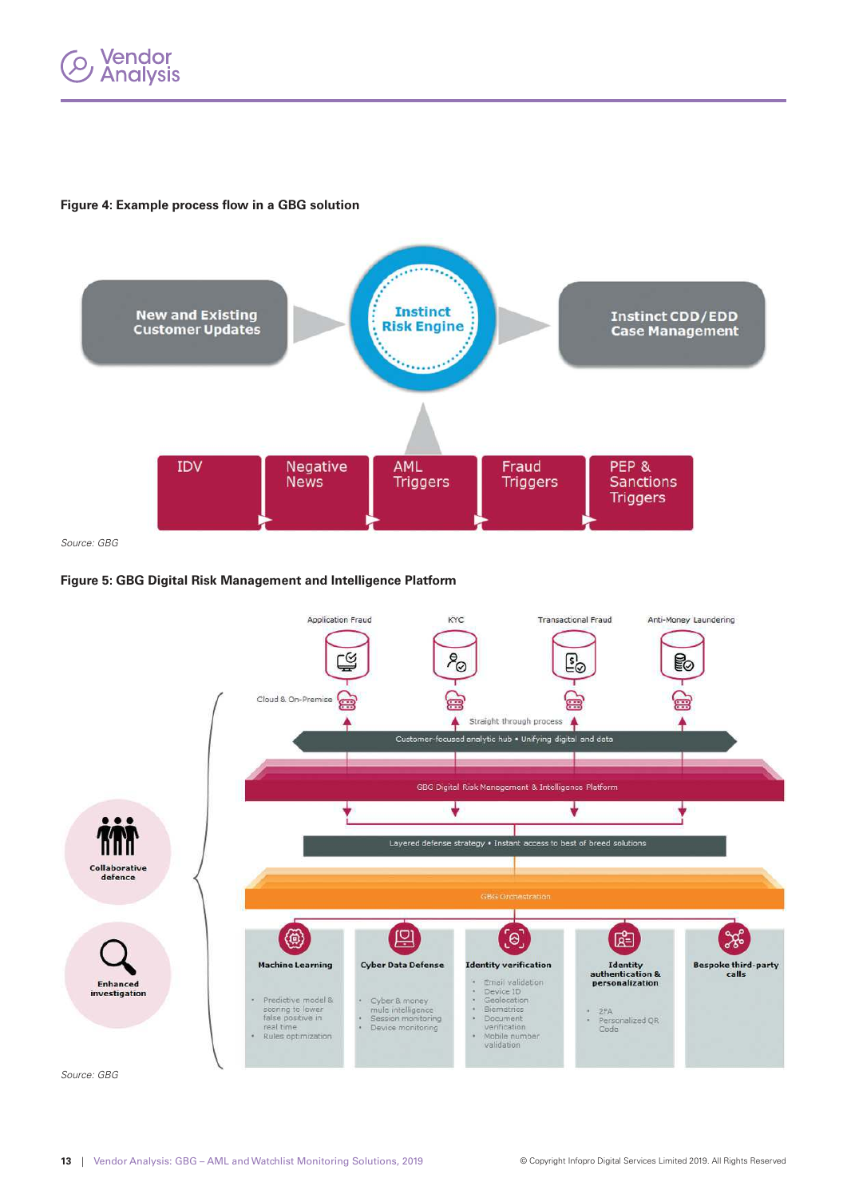**Figure 4: Example process flow in a GBG solution**

New and Existing Customer Updates → Instinct Risk Engine → Instinct CDD/EDD Case Management

IDV | Negative News | AML Triggers | Fraud Triggers | PEP & Sanctions Triggers

*Source: GBG*

**Figure 5: GBG Digital Risk Management and Intelligence Platform**

Application Fraud | KYC | Transactional Fraud | Anti-Money Laundering

Cloud & On-Premise

Straight through process

Customer-focused analytic hub • Unifying digital and data

GBG Digital Risk Management & Intelligence Platform

Layered defense strategy • Instant access to best of breed solutions

GBG Orchestration

Collaborative defence

Enhanced investigation

**Machine Learning**
- Predictive model & scoring to lower false positive in real time
- Rules optimization

**Cyber Data Defense**
- Cyber & money mule intelligence
- Session monitoring
- Device monitoring

**Identity verification**
- Email validation
- Device ID
- Geolocation
- Biometrics
- Document verification
- Mobile number validation

**Identity authentication & personalization**
- 2FA
- Personalized QR Code

**Bespoke third-party calls**

*Source: GBG*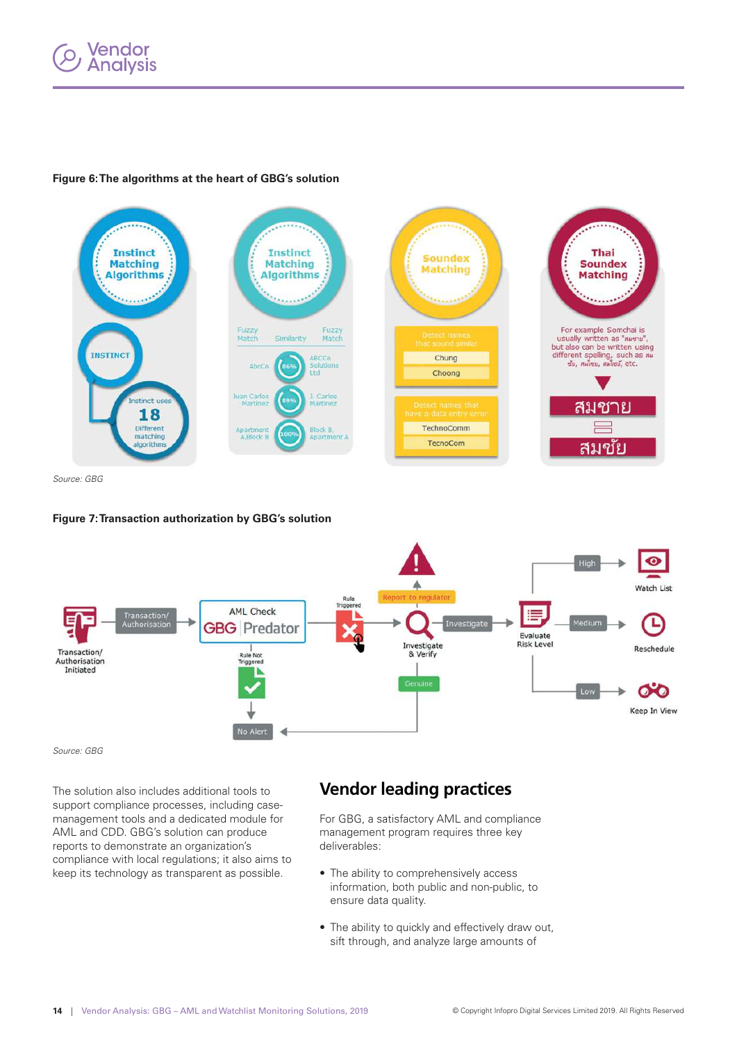Figure 6: The algorithms at the heart of GBG's solution

Source: GBG

Figure 7: Transaction authorization by GBG's solution

Source: GBG

The solution also includes additional tools to support compliance processes, including case-management tools and a dedicated module for AML and CDD. GBG's solution can produce reports to demonstrate an organization's compliance with local regulations; it also aims to keep its technology as transparent as possible.

## Vendor leading practices

For GBG, a satisfactory AML and compliance management program requires three key deliverables:

- The ability to comprehensively access information, both public and non-public, to ensure data quality.
- The ability to quickly and effectively draw out, sift through, and analyze large amounts of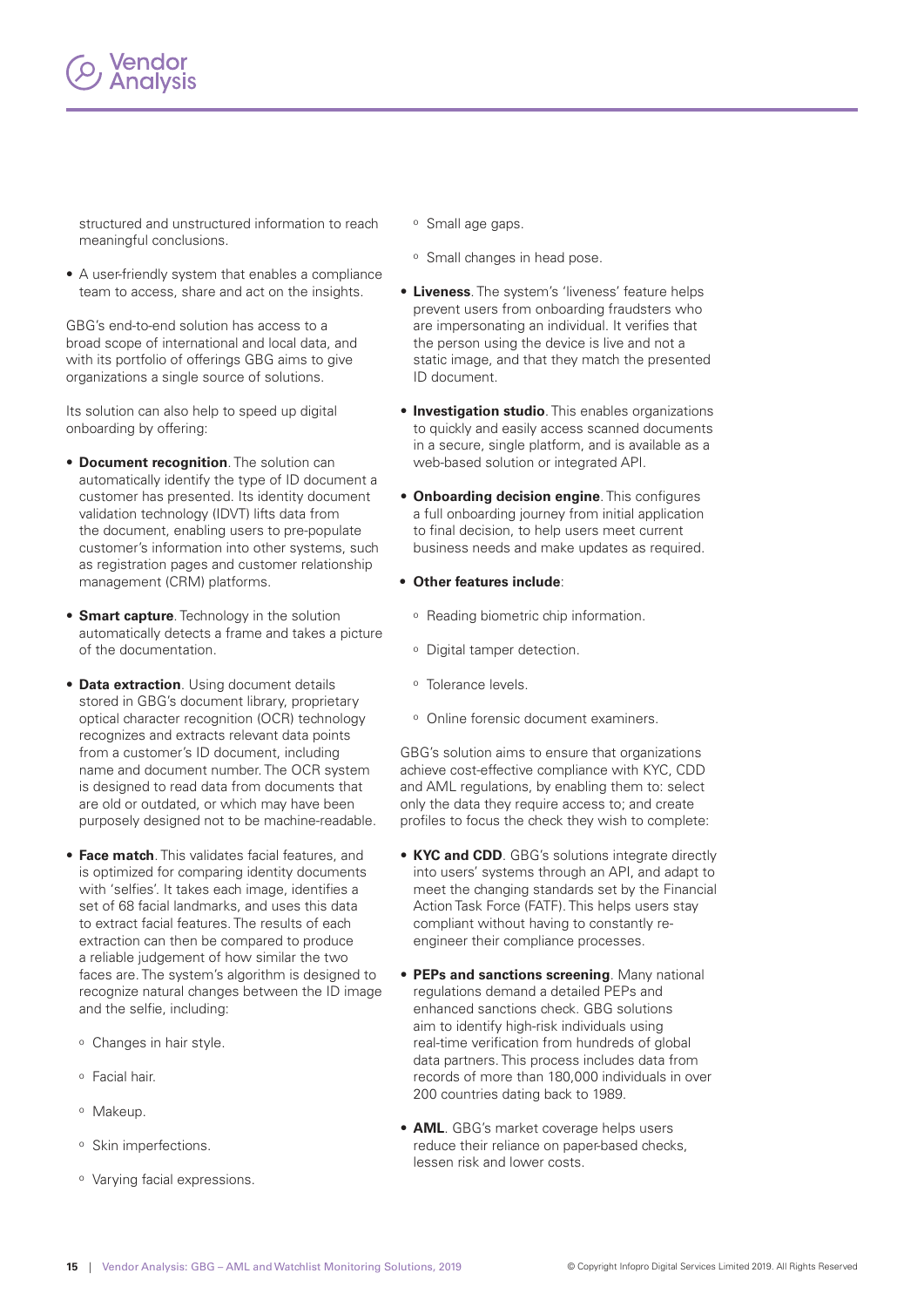structured and unstructured information to reach meaningful conclusions.

- A user-friendly system that enables a compliance team to access, share and act on the insights.

GBG's end-to-end solution has access to a broad scope of international and local data, and with its portfolio of offerings GBG aims to give organizations a single source of solutions.

Its solution can also help to speed up digital onboarding by offering:

- **Document recognition**. The solution can automatically identify the type of ID document a customer has presented. Its identity document validation technology (IDVT) lifts data from the document, enabling users to pre-populate customer's information into other systems, such as registration pages and customer relationship management (CRM) platforms.
- **Smart capture**. Technology in the solution automatically detects a frame and takes a picture of the documentation.
- **Data extraction**. Using document details stored in GBG's document library, proprietary optical character recognition (OCR) technology recognizes and extracts relevant data points from a customer's ID document, including name and document number. The OCR system is designed to read data from documents that are old or outdated, or which may have been purposely designed not to be machine-readable.
- **Face match**. This validates facial features, and is optimized for comparing identity documents with 'selfies'. It takes each image, identifies a set of 68 facial landmarks, and uses this data to extract facial features. The results of each extraction can then be compared to produce a reliable judgement of how similar the two faces are. The system's algorithm is designed to recognize natural changes between the ID image and the selfie, including:
  - Changes in hair style.
  - Facial hair.
  - Makeup.
  - Skin imperfections.
  - Varying facial expressions.
  - Small age gaps.
  - Small changes in head pose.
- **Liveness**. The system's 'liveness' feature helps prevent users from onboarding fraudsters who are impersonating an individual. It verifies that the person using the device is live and not a static image, and that they match the presented ID document.
- **Investigation studio**. This enables organizations to quickly and easily access scanned documents in a secure, single platform, and is available as a web-based solution or integrated API.
- **Onboarding decision engine**. This configures a full onboarding journey from initial application to final decision, to help users meet current business needs and make updates as required.
- **Other features include**:
  - Reading biometric chip information.
  - Digital tamper detection.
  - Tolerance levels.
  - Online forensic document examiners.

GBG's solution aims to ensure that organizations achieve cost-effective compliance with KYC, CDD and AML regulations, by enabling them to: select only the data they require access to; and create profiles to focus the check they wish to complete:

- **KYC and CDD**. GBG's solutions integrate directly into users' systems through an API, and adapt to meet the changing standards set by the Financial Action Task Force (FATF). This helps users stay compliant without having to constantly re-engineer their compliance processes.
- **PEPs and sanctions screening**. Many national regulations demand a detailed PEPs and enhanced sanctions check. GBG solutions aim to identify high-risk individuals using real-time verification from hundreds of global data partners. This process includes data from records of more than 180,000 individuals in over 200 countries dating back to 1989.
- **AML**. GBG's market coverage helps users reduce their reliance on paper-based checks, lessen risk and lower costs.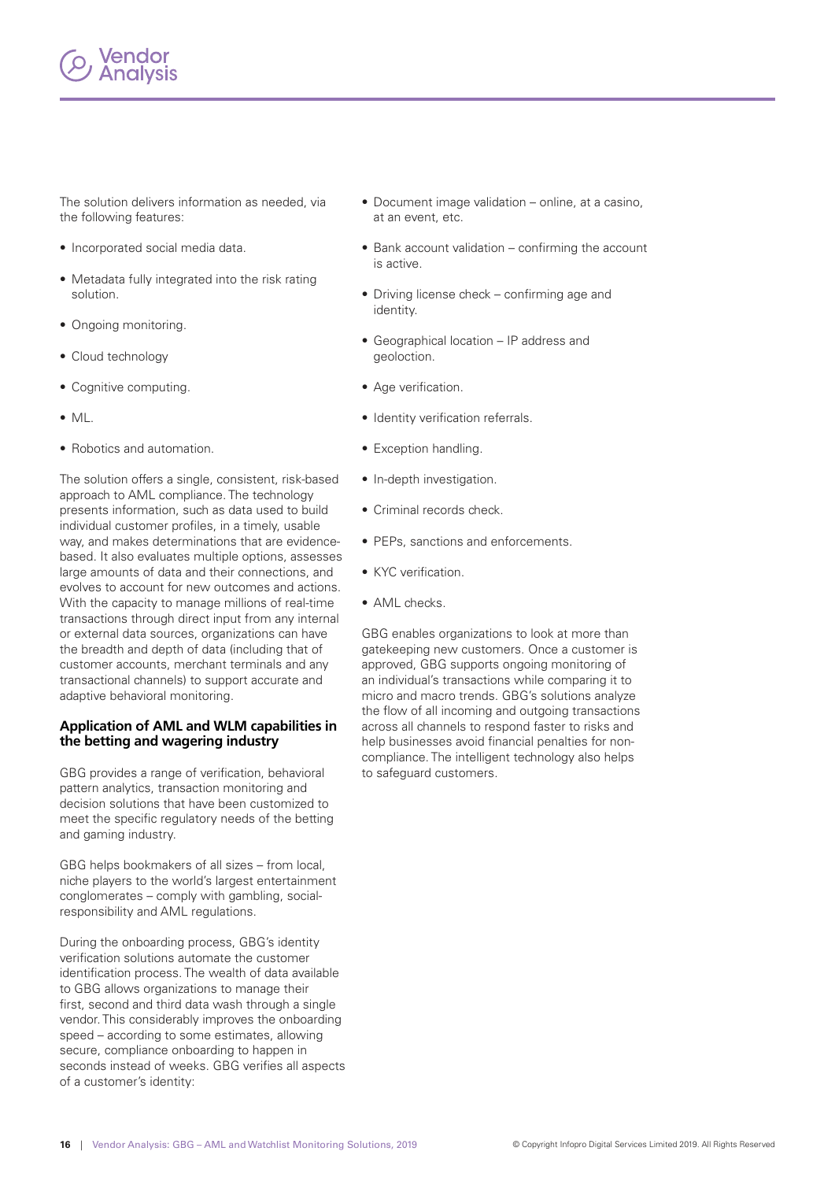The solution delivers information as needed, via the following features:

- Incorporated social media data.
- Metadata fully integrated into the risk rating solution.
- Ongoing monitoring.
- Cloud technology
- Cognitive computing.
- ML.
- Robotics and automation.

The solution offers a single, consistent, risk-based approach to AML compliance. The technology presents information, such as data used to build individual customer profiles, in a timely, usable way, and makes determinations that are evidence-based. It also evaluates multiple options, assesses large amounts of data and their connections, and evolves to account for new outcomes and actions. With the capacity to manage millions of real-time transactions through direct input from any internal or external data sources, organizations can have the breadth and depth of data (including that of customer accounts, merchant terminals and any transactional channels) to support accurate and adaptive behavioral monitoring.

### Application of AML and WLM capabilities in the betting and wagering industry

GBG provides a range of verification, behavioral pattern analytics, transaction monitoring and decision solutions that have been customized to meet the specific regulatory needs of the betting and gaming industry.

GBG helps bookmakers of all sizes – from local, niche players to the world's largest entertainment conglomerates – comply with gambling, social-responsibility and AML regulations.

During the onboarding process, GBG's identity verification solutions automate the customer identification process. The wealth of data available to GBG allows organizations to manage their first, second and third data wash through a single vendor. This considerably improves the onboarding speed – according to some estimates, allowing secure, compliance onboarding to happen in seconds instead of weeks. GBG verifies all aspects of a customer's identity:

- Document image validation – online, at a casino, at an event, etc.
- Bank account validation – confirming the account is active.
- Driving license check – confirming age and identity.
- Geographical location – IP address and geoloction.
- Age verification.
- Identity verification referrals.
- Exception handling.
- In-depth investigation.
- Criminal records check.
- PEPs, sanctions and enforcements.
- KYC verification.
- AML checks.

GBG enables organizations to look at more than gatekeeping new customers. Once a customer is approved, GBG supports ongoing monitoring of an individual's transactions while comparing it to micro and macro trends. GBG's solutions analyze the flow of all incoming and outgoing transactions across all channels to respond faster to risks and help businesses avoid financial penalties for non-compliance. The intelligent technology also helps to safeguard customers.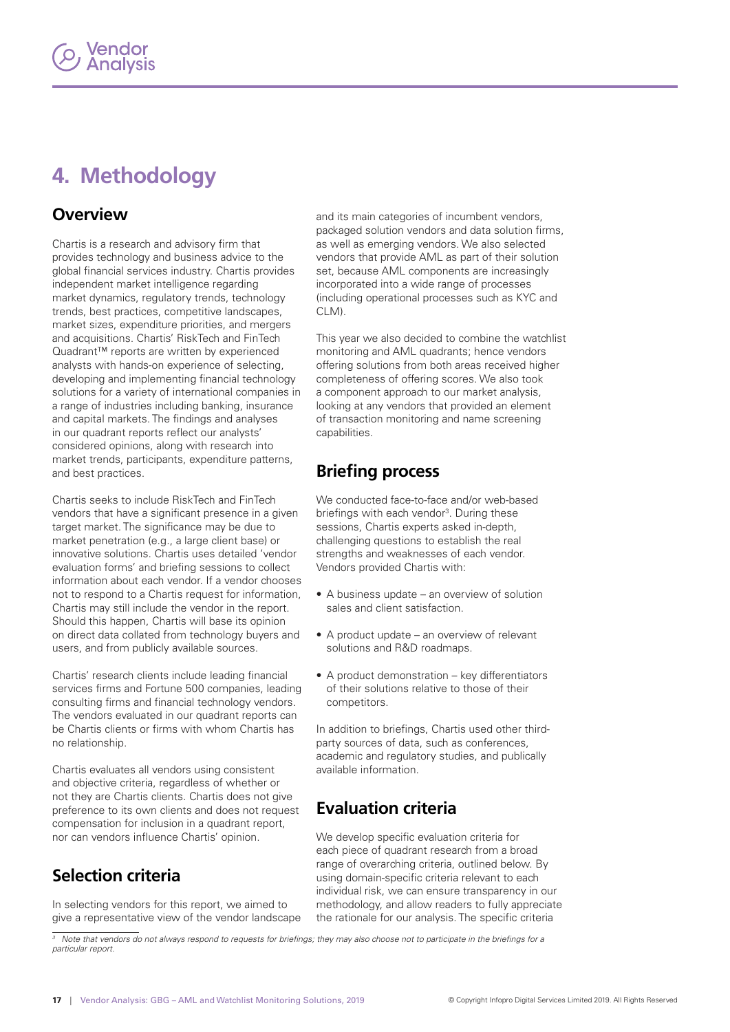# 4. Methodology

## Overview

Chartis is a research and advisory firm that provides technology and business advice to the global financial services industry. Chartis provides independent market intelligence regarding market dynamics, regulatory trends, technology trends, best practices, competitive landscapes, market sizes, expenditure priorities, and mergers and acquisitions. Chartis' RiskTech and FinTech Quadrant™ reports are written by experienced analysts with hands-on experience of selecting, developing and implementing financial technology solutions for a variety of international companies in a range of industries including banking, insurance and capital markets. The findings and analyses in our quadrant reports reflect our analysts' considered opinions, along with research into market trends, participants, expenditure patterns, and best practices.

Chartis seeks to include RiskTech and FinTech vendors that have a significant presence in a given target market. The significance may be due to market penetration (e.g., a large client base) or innovative solutions. Chartis uses detailed 'vendor evaluation forms' and briefing sessions to collect information about each vendor. If a vendor chooses not to respond to a Chartis request for information, Chartis may still include the vendor in the report. Should this happen, Chartis will base its opinion on direct data collated from technology buyers and users, and from publicly available sources.

Chartis' research clients include leading financial services firms and Fortune 500 companies, leading consulting firms and financial technology vendors. The vendors evaluated in our quadrant reports can be Chartis clients or firms with whom Chartis has no relationship.

Chartis evaluates all vendors using consistent and objective criteria, regardless of whether or not they are Chartis clients. Chartis does not give preference to its own clients and does not request compensation for inclusion in a quadrant report, nor can vendors influence Chartis' opinion.

## Selection criteria

In selecting vendors for this report, we aimed to give a representative view of the vendor landscape and its main categories of incumbent vendors, packaged solution vendors and data solution firms, as well as emerging vendors. We also selected vendors that provide AML as part of their solution set, because AML components are increasingly incorporated into a wide range of processes (including operational processes such as KYC and CLM).

This year we also decided to combine the watchlist monitoring and AML quadrants; hence vendors offering solutions from both areas received higher completeness of offering scores. We also took a component approach to our market analysis, looking at any vendors that provided an element of transaction monitoring and name screening capabilities.

## Briefing process

We conducted face-to-face and/or web-based briefings with each vendor[3]. During these sessions, Chartis experts asked in-depth, challenging questions to establish the real strengths and weaknesses of each vendor. Vendors provided Chartis with:

- A business update – an overview of solution sales and client satisfaction.
- A product update – an overview of relevant solutions and R&D roadmaps.
- A product demonstration – key differentiators of their solutions relative to those of their competitors.

In addition to briefings, Chartis used other third-party sources of data, such as conferences, academic and regulatory studies, and publically available information.

## Evaluation criteria

We develop specific evaluation criteria for each piece of quadrant research from a broad range of overarching criteria, outlined below. By using domain-specific criteria relevant to each individual risk, we can ensure transparency in our methodology, and allow readers to fully appreciate the rationale for our analysis. The specific criteria

[3] *Note that vendors do not always respond to requests for briefings; they may also choose not to participate in the briefings for a particular report.*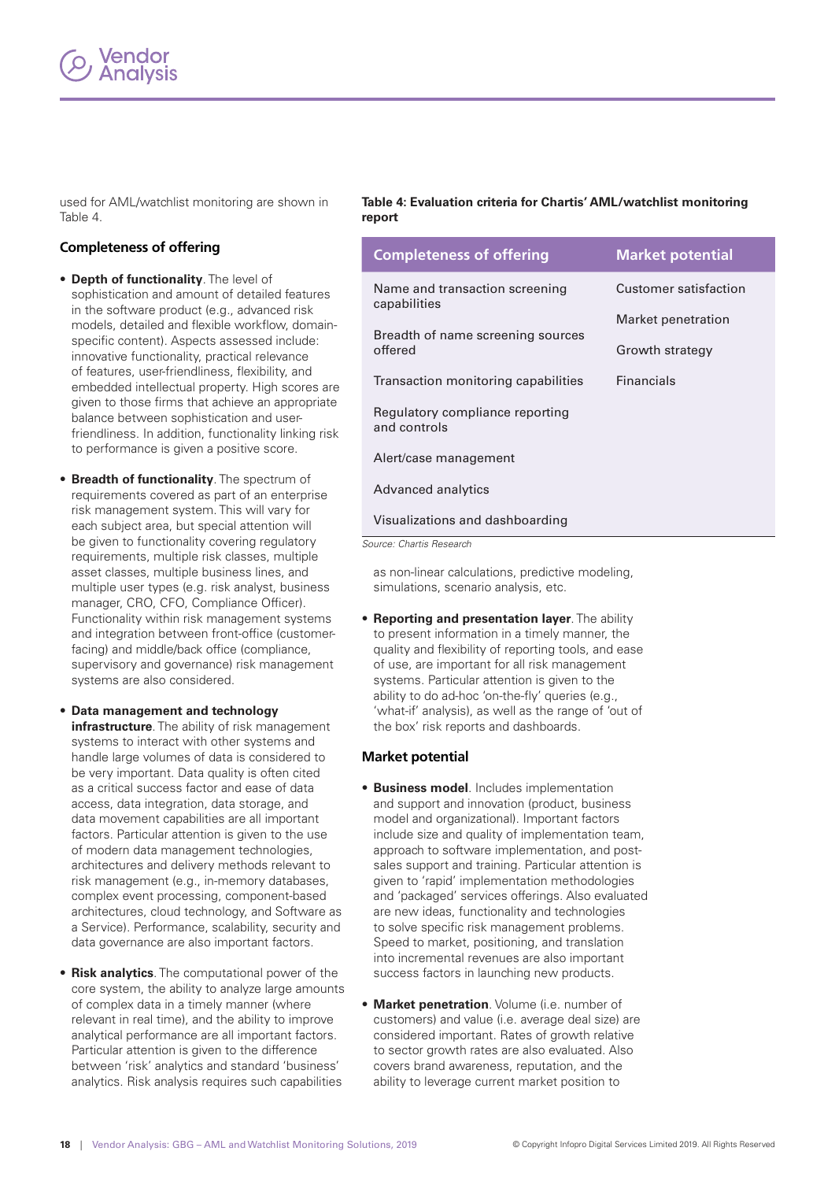used for AML/watchlist monitoring are shown in Table 4.

**Table 4: Evaluation criteria for Chartis' AML/watchlist monitoring report**

| Completeness of offering | Market potential |
|---|---|
| Name and transaction screening capabilities | Customer satisfaction |
| Breadth of name screening sources offered | Market penetration |
| Transaction monitoring capabilities | Growth strategy |
| Regulatory compliance reporting and controls | Financials |
| Alert/case management | |
| Advanced analytics | |
| Visualizations and dashboarding | |

*Source: Chartis Research*

### Completeness of offering

- **Depth of functionality**. The level of sophistication and amount of detailed features in the software product (e.g., advanced risk models, detailed and flexible workflow, domain-specific content). Aspects assessed include: innovative functionality, practical relevance of features, user-friendliness, flexibility, and embedded intellectual property. High scores are given to those firms that achieve an appropriate balance between sophistication and user-friendliness. In addition, functionality linking risk to performance is given a positive score.
- **Breadth of functionality**. The spectrum of requirements covered as part of an enterprise risk management system. This will vary for each subject area, but special attention will be given to functionality covering regulatory requirements, multiple risk classes, multiple asset classes, multiple business lines, and multiple user types (e.g. risk analyst, business manager, CRO, CFO, Compliance Officer). Functionality within risk management systems and integration between front-office (customer-facing) and middle/back office (compliance, supervisory and governance) risk management systems are also considered.
- **Data management and technology infrastructure**. The ability of risk management systems to interact with other systems and handle large volumes of data is considered to be very important. Data quality is often cited as a critical success factor and ease of data access, data integration, data storage, and data movement capabilities are all important factors. Particular attention is given to the use of modern data management technologies, architectures and delivery methods relevant to risk management (e.g., in-memory databases, complex event processing, component-based architectures, cloud technology, and Software as a Service). Performance, scalability, security and data governance are also important factors.
- **Risk analytics**. The computational power of the core system, the ability to analyze large amounts of complex data in a timely manner (where relevant in real time), and the ability to improve analytical performance are all important factors. Particular attention is given to the difference between 'risk' analytics and standard 'business' analytics. Risk analysis requires such capabilities as non-linear calculations, predictive modeling, simulations, scenario analysis, etc.
- **Reporting and presentation layer**. The ability to present information in a timely manner, the quality and flexibility of reporting tools, and ease of use, are important for all risk management systems. Particular attention is given to the ability to do ad-hoc 'on-the-fly' queries (e.g., 'what-if' analysis), as well as the range of 'out of the box' risk reports and dashboards.

### Market potential

- **Business model**. Includes implementation and support and innovation (product, business model and organizational). Important factors include size and quality of implementation team, approach to software implementation, and post-sales support and training. Particular attention is given to 'rapid' implementation methodologies and 'packaged' services offerings. Also evaluated are new ideas, functionality and technologies to solve specific risk management problems. Speed to market, positioning, and translation into incremental revenues are also important success factors in launching new products.
- **Market penetration**. Volume (i.e. number of customers) and value (i.e. average deal size) are considered important. Rates of growth relative to sector growth rates are also evaluated. Also covers brand awareness, reputation, and the ability to leverage current market position to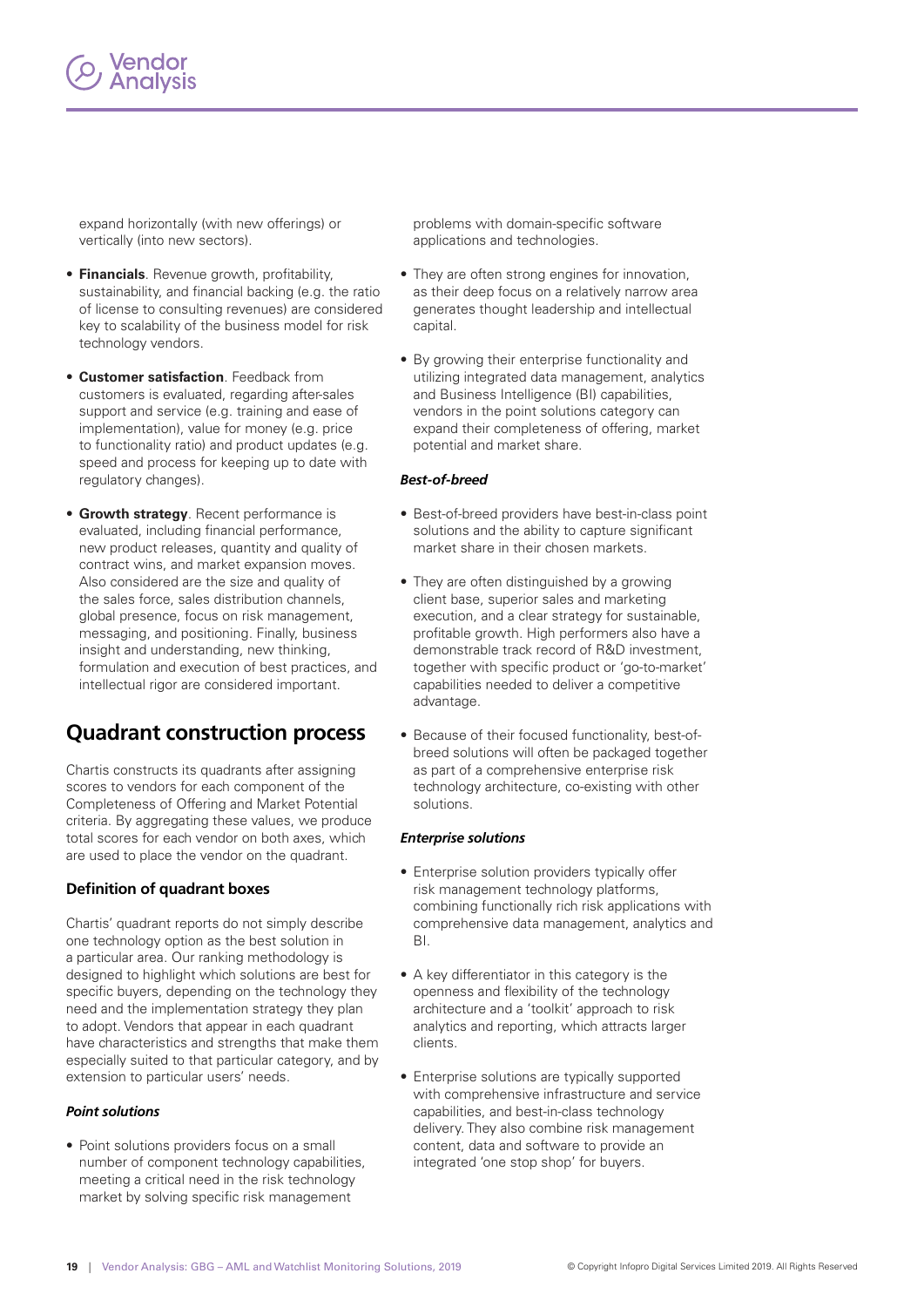expand horizontally (with new offerings) or vertically (into new sectors).

- **Financials**. Revenue growth, profitability, sustainability, and financial backing (e.g. the ratio of license to consulting revenues) are considered key to scalability of the business model for risk technology vendors.
- **Customer satisfaction**. Feedback from customers is evaluated, regarding after-sales support and service (e.g. training and ease of implementation), value for money (e.g. price to functionality ratio) and product updates (e.g. speed and process for keeping up to date with regulatory changes).
- **Growth strategy**. Recent performance is evaluated, including financial performance, new product releases, quantity and quality of contract wins, and market expansion moves. Also considered are the size and quality of the sales force, sales distribution channels, global presence, focus on risk management, messaging, and positioning. Finally, business insight and understanding, new thinking, formulation and execution of best practices, and intellectual rigor are considered important.

## Quadrant construction process

Chartis constructs its quadrants after assigning scores to vendors for each component of the Completeness of Offering and Market Potential criteria. By aggregating these values, we produce total scores for each vendor on both axes, which are used to place the vendor on the quadrant.

### Definition of quadrant boxes

Chartis' quadrant reports do not simply describe one technology option as the best solution in a particular area. Our ranking methodology is designed to highlight which solutions are best for specific buyers, depending on the technology they need and the implementation strategy they plan to adopt. Vendors that appear in each quadrant have characteristics and strengths that make them especially suited to that particular category, and by extension to particular users' needs.

#### *Point solutions*

- Point solutions providers focus on a small number of component technology capabilities, meeting a critical need in the risk technology market by solving specific risk management problems with domain-specific software applications and technologies.
- They are often strong engines for innovation, as their deep focus on a relatively narrow area generates thought leadership and intellectual capital.
- By growing their enterprise functionality and utilizing integrated data management, analytics and Business Intelligence (BI) capabilities, vendors in the point solutions category can expand their completeness of offering, market potential and market share.

#### *Best-of-breed*

- Best-of-breed providers have best-in-class point solutions and the ability to capture significant market share in their chosen markets.
- They are often distinguished by a growing client base, superior sales and marketing execution, and a clear strategy for sustainable, profitable growth. High performers also have a demonstrable track record of R&D investment, together with specific product or 'go-to-market' capabilities needed to deliver a competitive advantage.
- Because of their focused functionality, best-of-breed solutions will often be packaged together as part of a comprehensive enterprise risk technology architecture, co-existing with other solutions.

#### *Enterprise solutions*

- Enterprise solution providers typically offer risk management technology platforms, combining functionally rich risk applications with comprehensive data management, analytics and BI.
- A key differentiator in this category is the openness and flexibility of the technology architecture and a 'toolkit' approach to risk analytics and reporting, which attracts larger clients.
- Enterprise solutions are typically supported with comprehensive infrastructure and service capabilities, and best-in-class technology delivery. They also combine risk management content, data and software to provide an integrated 'one stop shop' for buyers.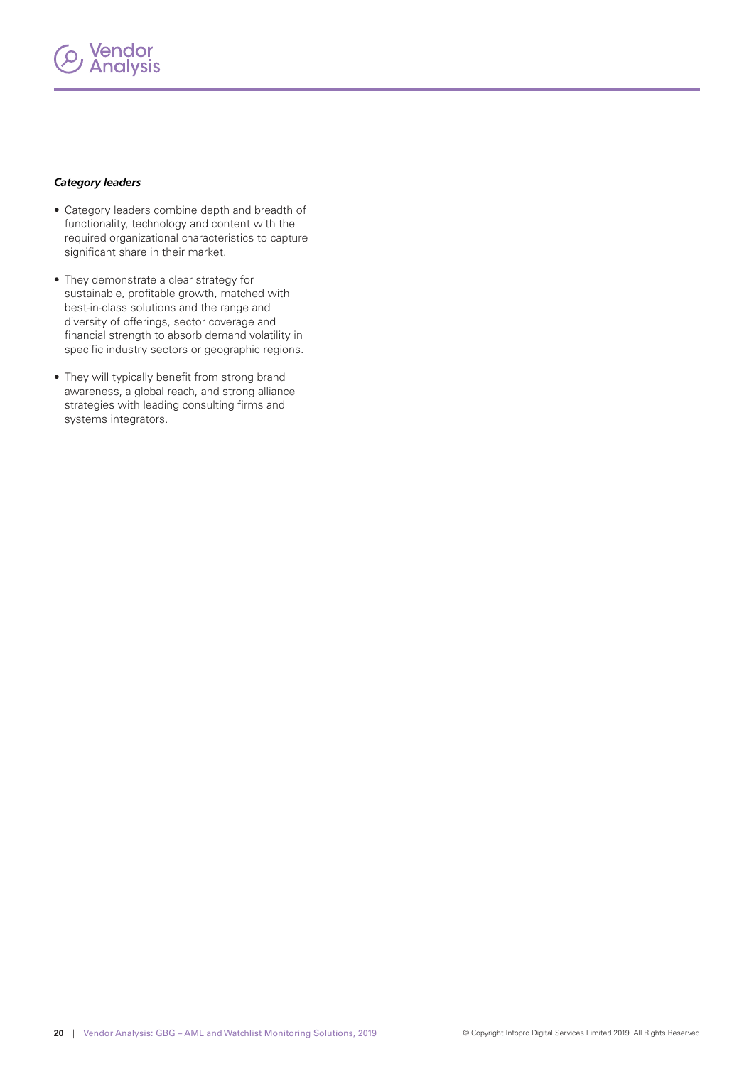***Category leaders***

- Category leaders combine depth and breadth of functionality, technology and content with the required organizational characteristics to capture significant share in their market.
- They demonstrate a clear strategy for sustainable, profitable growth, matched with best-in-class solutions and the range and diversity of offerings, sector coverage and financial strength to absorb demand volatility in specific industry sectors or geographic regions.
- They will typically benefit from strong brand awareness, a global reach, and strong alliance strategies with leading consulting firms and systems integrators.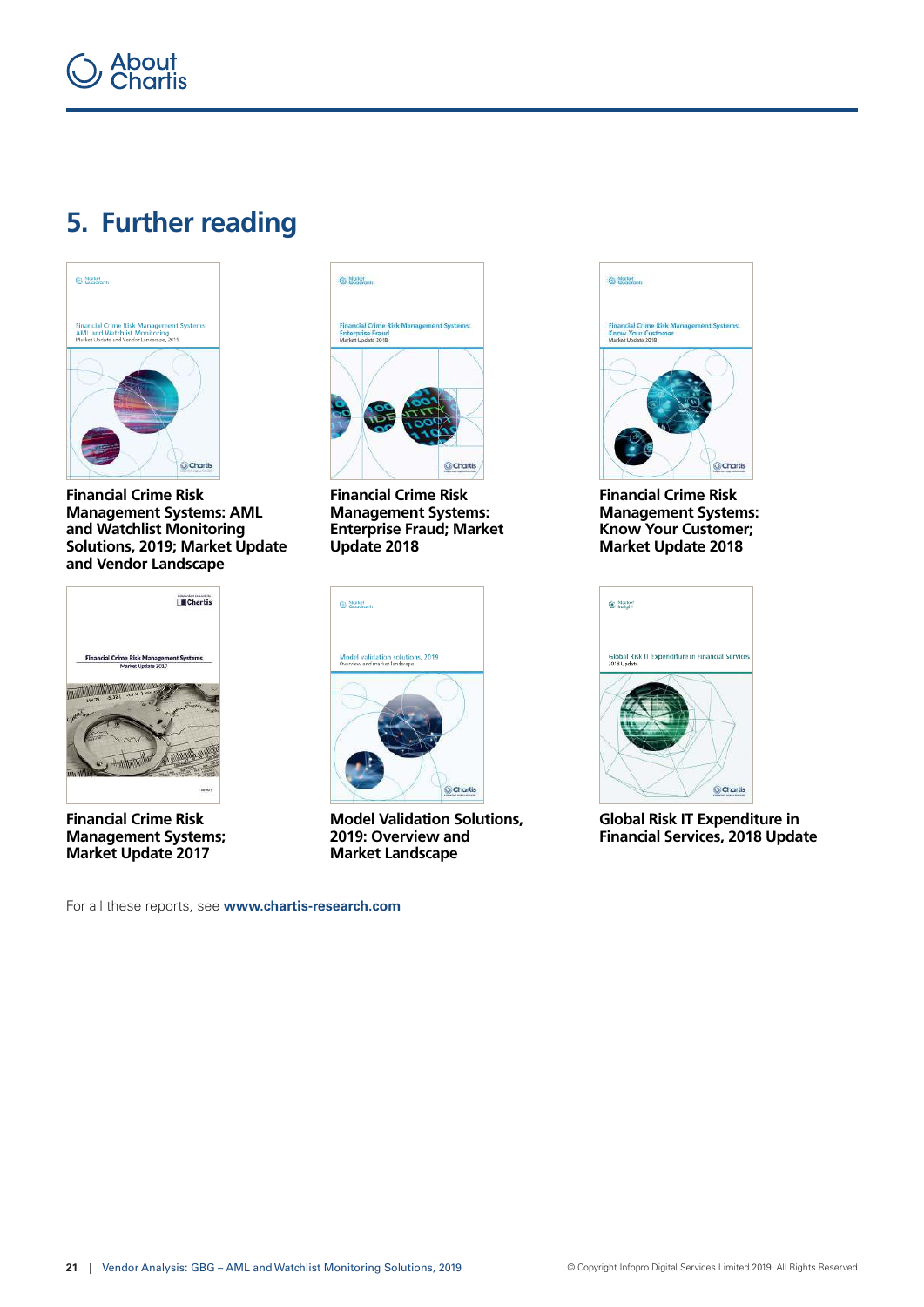## 5. Further reading

**Financial Crime Risk Management Systems: AML and Watchlist Monitoring Solutions, 2019; Market Update and Vendor Landscape**

**Financial Crime Risk Management Systems: Enterprise Fraud; Market Update 2018**

**Financial Crime Risk Management Systems: Know Your Customer; Market Update 2018**

**Financial Crime Risk Management Systems; Market Update 2017**

**Model Validation Solutions, 2019: Overview and Market Landscape**

**Global Risk IT Expenditure in Financial Services, 2018 Update**

For all these reports, see **www.chartis-research.com**